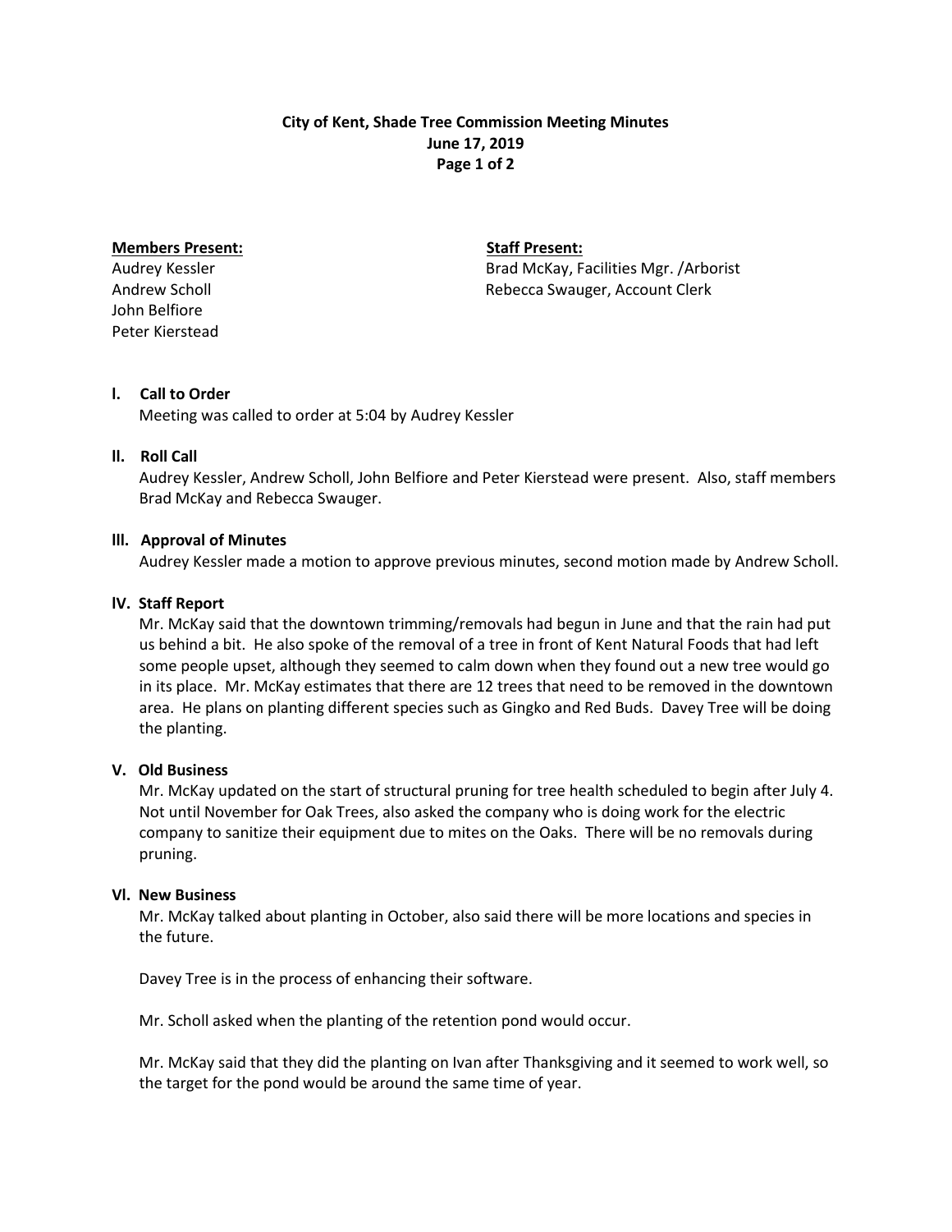**City of Kent, Shade Tree Commission Meeting Minutes**
**June 17, 2019**

**Members Present:**
Audrey Kessler
Andrew Scholl
John Belfiore
Peter Kierstead

**Staff Present:**
Brad McKay, Facilities Mgr. /Arborist
Rebecca Swauger, Account Clerk

## I. Call to Order

Meeting was called to order at 5:04 by Audrey Kessler

## II. Roll Call

Audrey Kessler, Andrew Scholl, John Belfiore and Peter Kierstead were present. Also, staff members Brad McKay and Rebecca Swauger.

## III. Approval of Minutes

Audrey Kessler made a motion to approve previous minutes, second motion made by Andrew Scholl.

## IV. Staff Report

Mr. McKay said that the downtown trimming/removals had begun in June and that the rain had put us behind a bit. He also spoke of the removal of a tree in front of Kent Natural Foods that had left some people upset, although they seemed to calm down when they found out a new tree would go in its place. Mr. McKay estimates that there are 12 trees that need to be removed in the downtown area. He plans on planting different species such as Gingko and Red Buds. Davey Tree will be doing the planting.

## V. Old Business

Mr. McKay updated on the start of structural pruning for tree health scheduled to begin after July 4. Not until November for Oak Trees, also asked the company who is doing work for the electric company to sanitize their equipment due to mites on the Oaks. There will be no removals during pruning.

## VI. New Business

Mr. McKay talked about planting in October, also said there will be more locations and species in the future.

Davey Tree is in the process of enhancing their software.

Mr. Scholl asked when the planting of the retention pond would occur.

Mr. McKay said that they did the planting on Ivan after Thanksgiving and it seemed to work well, so the target for the pond would be around the same time of year.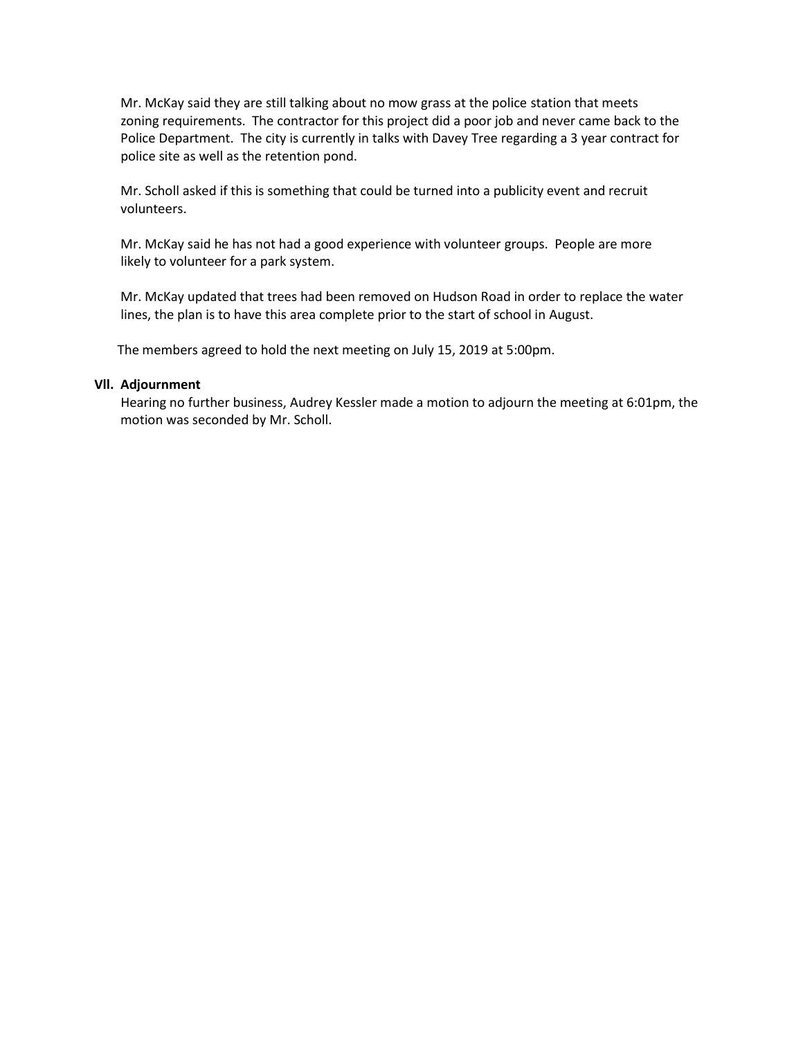Mr. McKay said they are still talking about no mow grass at the police station that meets zoning requirements. The contractor for this project did a poor job and never came back to the Police Department. The city is currently in talks with Davey Tree regarding a 3 year contract for police site as well as the retention pond.

Mr. Scholl asked if this is something that could be turned into a publicity event and recruit volunteers.

Mr. McKay said he has not had a good experience with volunteer groups. People are more likely to volunteer for a park system.

Mr. McKay updated that trees had been removed on Hudson Road in order to replace the water lines, the plan is to have this area complete prior to the start of school in August.

The members agreed to hold the next meeting on July 15, 2019 at 5:00pm.

**Vll. Adjournment**

Hearing no further business, Audrey Kessler made a motion to adjourn the meeting at 6:01pm, the motion was seconded by Mr. Scholl.